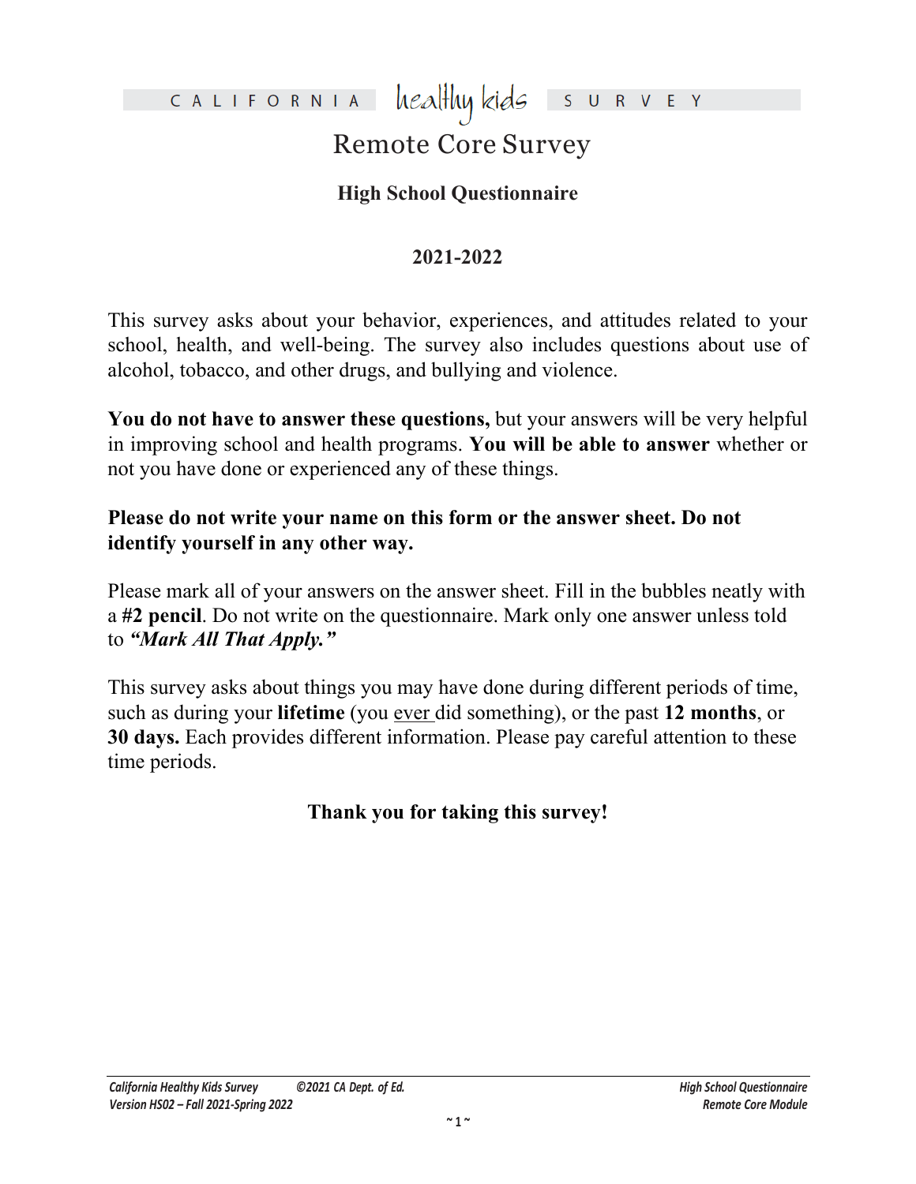# CALIFORNIA healthy kids SURVEY

## Remote Core Survey

### High School Questionnaire

**2021-2022**

This survey asks about your behavior, experiences, and attitudes related to your school, health, and well-being. The survey also includes questions about use of alcohol, tobacco, and other drugs, and bullying and violence.

**You do not have to answer these questions,** but your answers will be very helpful in improving school and health programs. **You will be able to answer** whether or not you have done or experienced any of these things.

**Please do not write your name on this form or the answer sheet. Do not identify yourself in any other way.**

Please mark all of your answers on the answer sheet. Fill in the bubbles neatly with a **#2 pencil**. Do not write on the questionnaire. Mark only one answer unless told to ***"Mark All That Apply."***

This survey asks about things you may have done during different periods of time, such as during your **lifetime** (you ever did something), or the past **12 months**, or **30 days.** Each provides different information. Please pay careful attention to these time periods.

**Thank you for taking this survey!**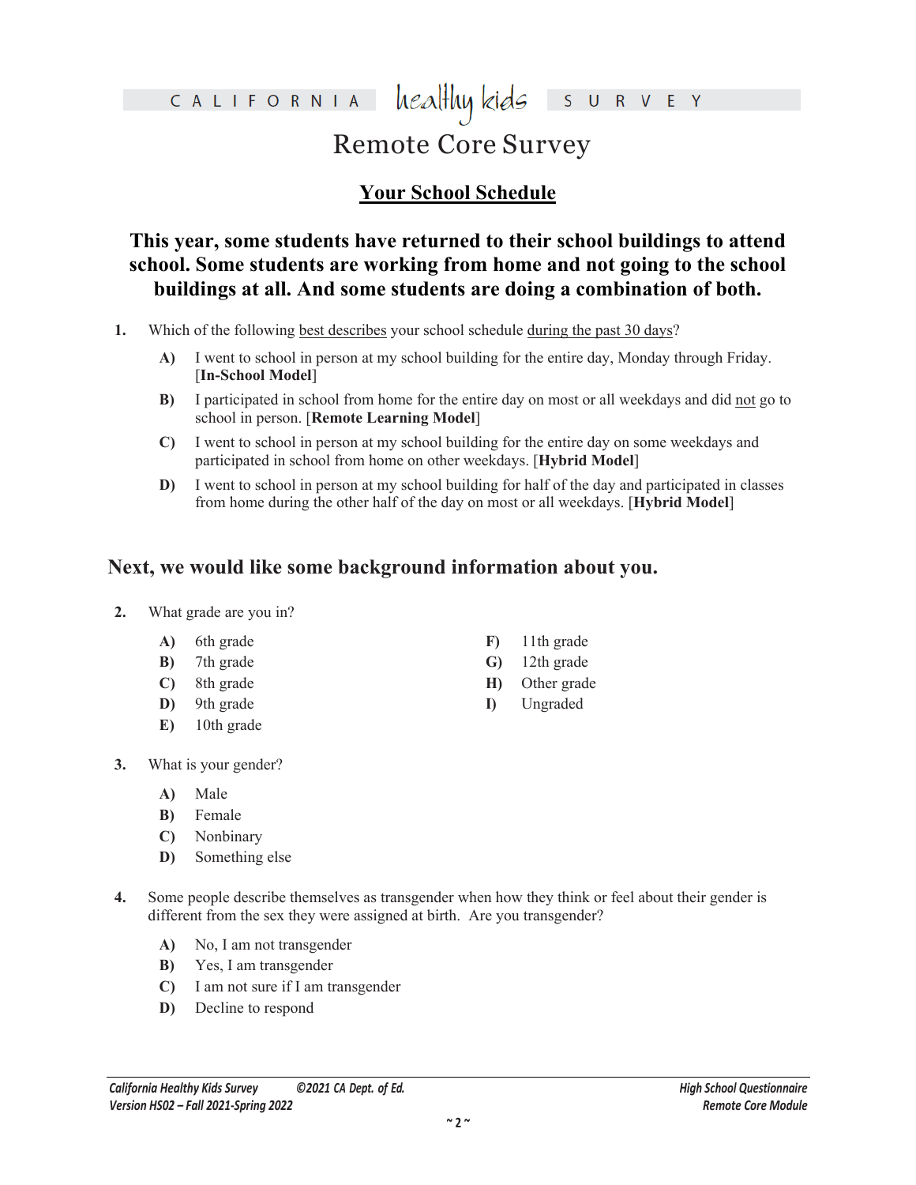# CALIFORNIA healthy kids SURVEY

## Remote Core Survey

### Your School Schedule

**This year, some students have returned to their school buildings to attend school. Some students are working from home and not going to the school buildings at all. And some students are doing a combination of both.**

**1.** Which of the following best describes your school schedule during the past 30 days?

- **A)** I went to school in person at my school building for the entire day, Monday through Friday. [**In-School Model**]
- **B)** I participated in school from home for the entire day on most or all weekdays and did not go to school in person. [**Remote Learning Model**]
- **C)** I went to school in person at my school building for the entire day on some weekdays and participated in school from home on other weekdays. [**Hybrid Model**]
- **D)** I went to school in person at my school building for half of the day and participated in classes from home during the other half of the day on most or all weekdays. [**Hybrid Model**]

### Next, we would like some background information about you.

**2.** What grade are you in?

- **A)** 6th grade
- **B)** 7th grade
- **C)** 8th grade
- **D)** 9th grade
- **E)** 10th grade
- **F)** 11th grade
- **G)** 12th grade
- **H)** Other grade
- **I)** Ungraded

**3.** What is your gender?

- **A)** Male
- **B)** Female
- **C)** Nonbinary
- **D)** Something else

**4.** Some people describe themselves as transgender when how they think or feel about their gender is different from the sex they were assigned at birth. Are you transgender?

- **A)** No, I am not transgender
- **B)** Yes, I am transgender
- **C)** I am not sure if I am transgender
- **D)** Decline to respond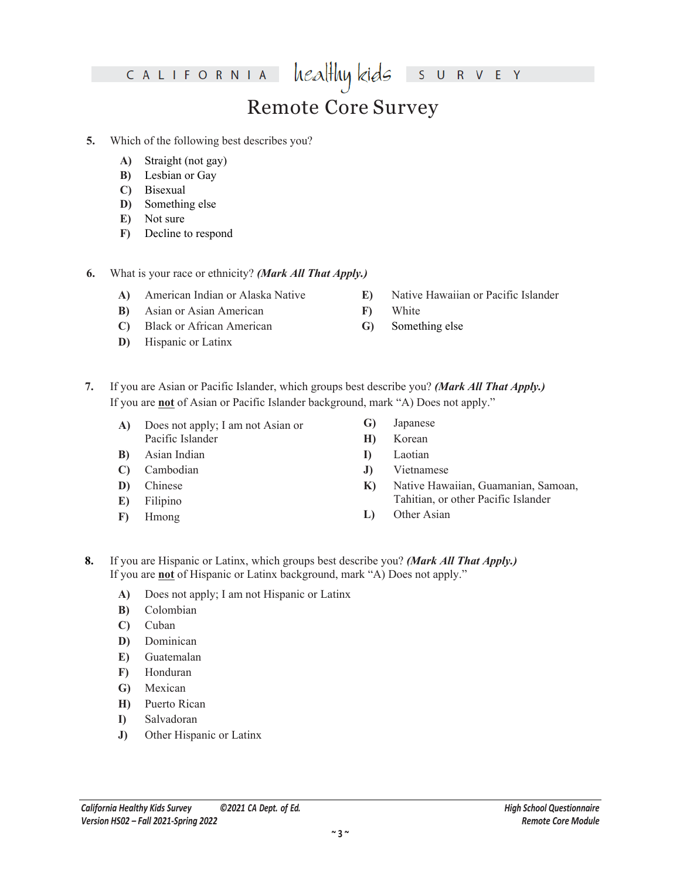# Remote Core Survey

**5.** Which of the following best describes you?

- **A)** Straight (not gay)
- **B)** Lesbian or Gay
- **C)** Bisexual
- **D)** Something else
- **E)** Not sure
- **F)** Decline to respond

**6.** What is your race or ethnicity? ***(Mark All That Apply.)***

- **A)** American Indian or Alaska Native
- **B)** Asian or Asian American
- **C)** Black or African American
- **D)** Hispanic or Latinx
- **E)** Native Hawaiian or Pacific Islander
- **F)** White
- **G)** Something else

**7.** If you are Asian or Pacific Islander, which groups best describe you? ***(Mark All That Apply.)***
If you are **not** of Asian or Pacific Islander background, mark "A) Does not apply."

- **A)** Does not apply; I am not Asian or Pacific Islander
- **B)** Asian Indian
- **C)** Cambodian
- **D)** Chinese
- **E)** Filipino
- **F)** Hmong
- **G)** Japanese
- **H)** Korean
- **I)** Laotian
- **J)** Vietnamese
- **K)** Native Hawaiian, Guamanian, Samoan, Tahitian, or other Pacific Islander
- **L)** Other Asian

**8.** If you are Hispanic or Latinx, which groups best describe you? ***(Mark All That Apply.)***
If you are **not** of Hispanic or Latinx background, mark "A) Does not apply."

- **A)** Does not apply; I am not Hispanic or Latinx
- **B)** Colombian
- **C)** Cuban
- **D)** Dominican
- **E)** Guatemalan
- **F)** Honduran
- **G)** Mexican
- **H)** Puerto Rican
- **I)** Salvadoran
- **J)** Other Hispanic or Latinx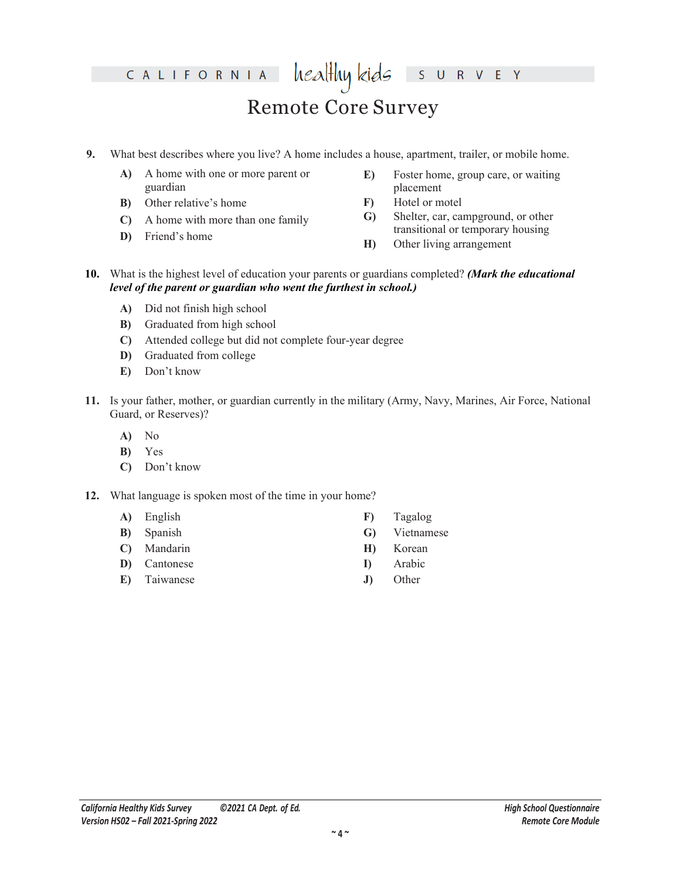9. What best describes where you live? A home includes a house, apartment, trailer, or mobile home.

   **A)** A home with one or more parent or guardian
   **B)** Other relative's home
   **C)** A home with more than one family
   **D)** Friend's home
   **E)** Foster home, group care, or waiting placement
   **F)** Hotel or motel
   **G)** Shelter, car, campground, or other transitional or temporary housing
   **H)** Other living arrangement

10. What is the highest level of education your parents or guardians completed? ***(Mark the educational level of the parent or guardian who went the furthest in school.)***

    **A)** Did not finish high school
    **B)** Graduated from high school
    **C)** Attended college but did not complete four-year degree
    **D)** Graduated from college
    **E)** Don't know

11. Is your father, mother, or guardian currently in the military (Army, Navy, Marines, Air Force, National Guard, or Reserves)?

    **A)** No
    **B)** Yes
    **C)** Don't know

12. What language is spoken most of the time in your home?

    **A)** English
    **B)** Spanish
    **C)** Mandarin
    **D)** Cantonese
    **E)** Taiwanese
    **F)** Tagalog
    **G)** Vietnamese
    **H)** Korean
    **I)** Arabic
    **J)** Other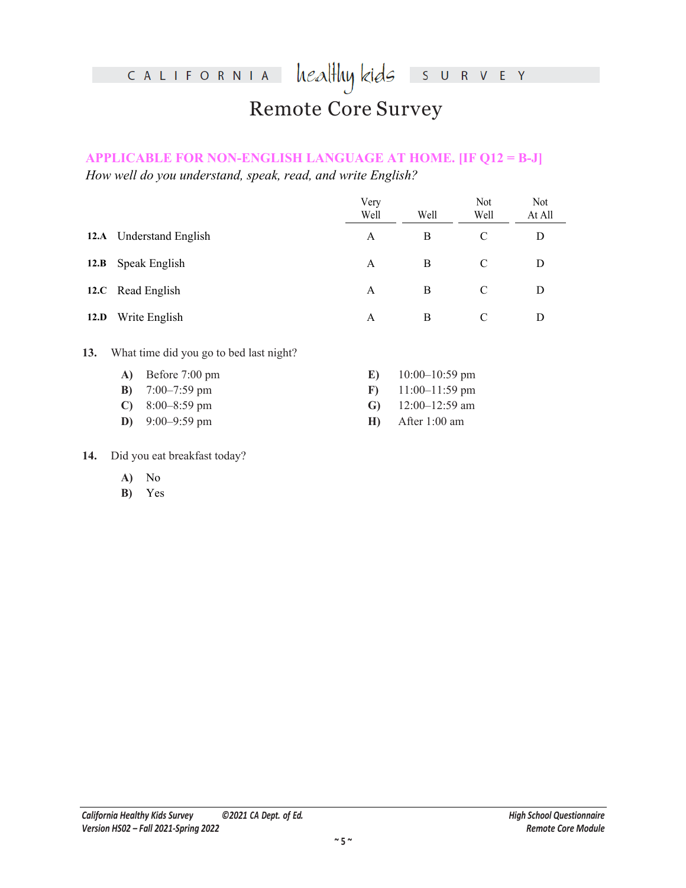**APPLICABLE FOR NON-ENGLISH LANGUAGE AT HOME. [IF Q12 = B-J]**

*How well do you understand, speak, read, and write English?*

| | | Very Well | Well | Not Well | Not At All |
|---|---|---|---|---|---|
| **12.A** | Understand English | A | B | C | D |
| **12.B** | Speak English | A | B | C | D |
| **12.C** | Read English | A | B | C | D |
| **12.D** | Write English | A | B | C | D |

**13.** What time did you go to bed last night?

- **A)** Before 7:00 pm
- **B)** 7:00–7:59 pm
- **C)** 8:00–8:59 pm
- **D)** 9:00–9:59 pm
- **E)** 10:00–10:59 pm
- **F)** 11:00–11:59 pm
- **G)** 12:00–12:59 am
- **H)** After 1:00 am

**14.** Did you eat breakfast today?

- **A)** No
- **B)** Yes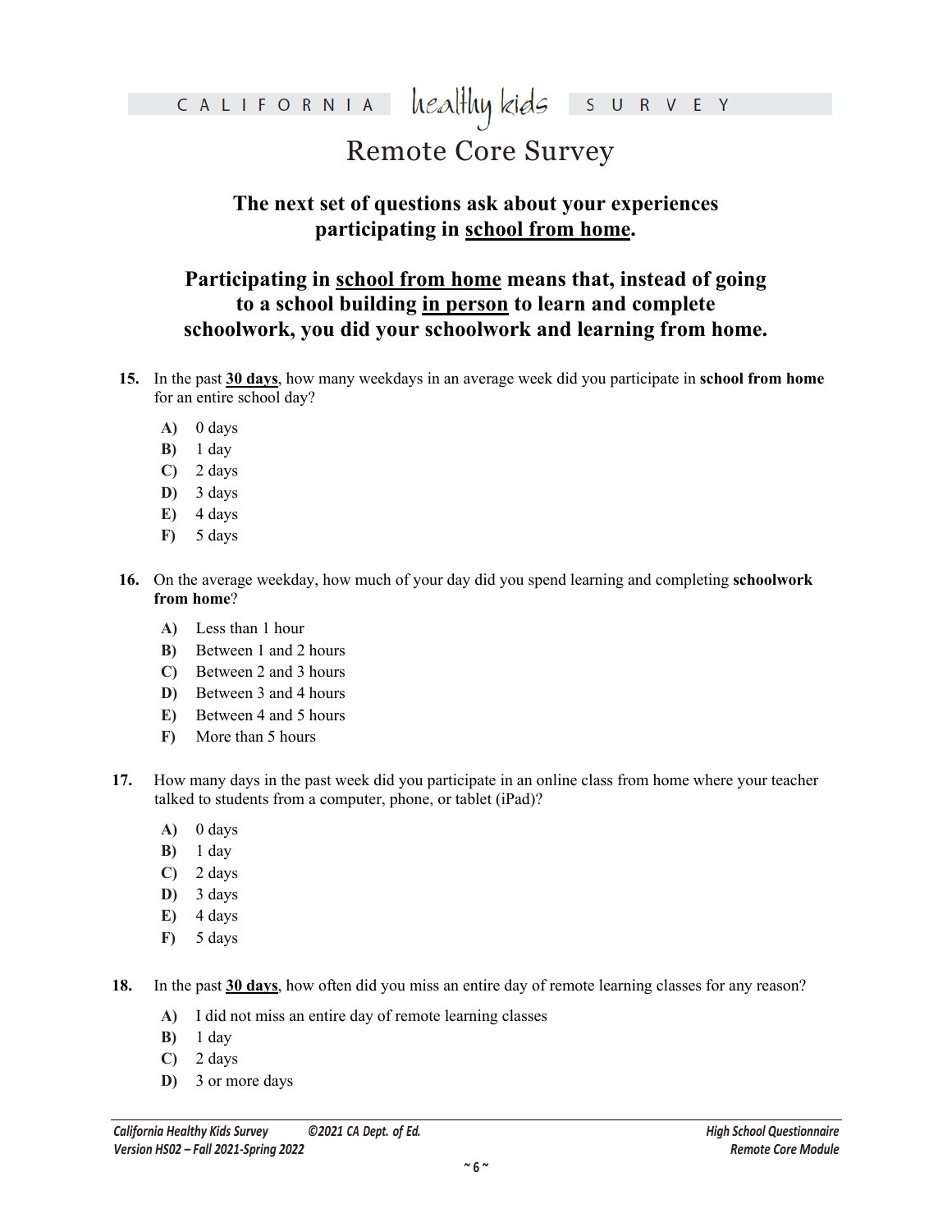# Remote Core Survey

**The next set of questions ask about your experiences participating in <u>school from home</u>.**

**Participating in <u>school from home</u> means that, instead of going to a school building <u>in person</u> to learn and complete schoolwork, you did your schoolwork and learning from home.**

**15.** In the past **<u>30 days</u>**, how many weekdays in an average week did you participate in **school from home** for an entire school day?

- **A)** 0 days
- **B)** 1 day
- **C)** 2 days
- **D)** 3 days
- **E)** 4 days
- **F)** 5 days

**16.** On the average weekday, how much of your day did you spend learning and completing **schoolwork from home**?

- **A)** Less than 1 hour
- **B)** Between 1 and 2 hours
- **C)** Between 2 and 3 hours
- **D)** Between 3 and 4 hours
- **E)** Between 4 and 5 hours
- **F)** More than 5 hours

**17.** How many days in the past week did you participate in an online class from home where your teacher talked to students from a computer, phone, or tablet (iPad)?

- **A)** 0 days
- **B)** 1 day
- **C)** 2 days
- **D)** 3 days
- **E)** 4 days
- **F)** 5 days

**18.** In the past **<u>30 days</u>**, how often did you miss an entire day of remote learning classes for any reason?

- **A)** I did not miss an entire day of remote learning classes
- **B)** 1 day
- **C)** 2 days
- **D)** 3 or more days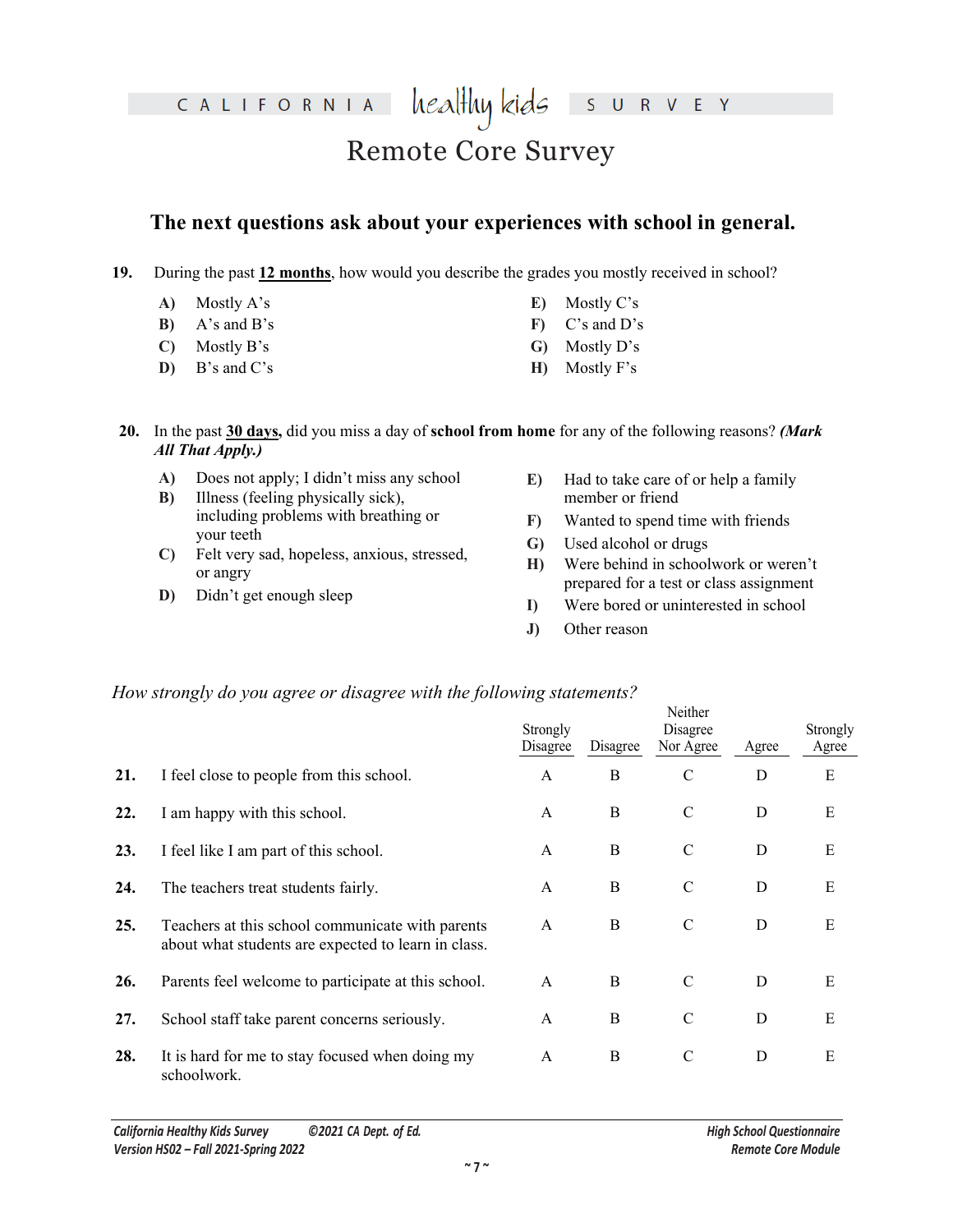## The next questions ask about your experiences with school in general.

**19.** During the past **12 months**, how would you describe the grades you mostly received in school?

- **A)** Mostly A's
- **B)** A's and B's
- **C)** Mostly B's
- **D)** B's and C's
- **E)** Mostly C's
- **F)** C's and D's
- **G)** Mostly D's
- **H)** Mostly F's

**20.** In the past **30 days,** did you miss a day of **school from home** for any of the following reasons? ***(Mark All That Apply.)***

- **A)** Does not apply; I didn't miss any school
- **B)** Illness (feeling physically sick), including problems with breathing or your teeth
- **C)** Felt very sad, hopeless, anxious, stressed, or angry
- **D)** Didn't get enough sleep
- **E)** Had to take care of or help a family member or friend
- **F)** Wanted to spend time with friends
- **G)** Used alcohol or drugs
- **H)** Were behind in schoolwork or weren't prepared for a test or class assignment
- **I)** Were bored or uninterested in school
- **J)** Other reason

*How strongly do you agree or disagree with the following statements?*

| | | Strongly Disagree | Disagree | Neither Disagree Nor Agree | Agree | Strongly Agree |
|---|---|---|---|---|---|---|
| **21.** | I feel close to people from this school. | A | B | C | D | E |
| **22.** | I am happy with this school. | A | B | C | D | E |
| **23.** | I feel like I am part of this school. | A | B | C | D | E |
| **24.** | The teachers treat students fairly. | A | B | C | D | E |
| **25.** | Teachers at this school communicate with parents about what students are expected to learn in class. | A | B | C | D | E |
| **26.** | Parents feel welcome to participate at this school. | A | B | C | D | E |
| **27.** | School staff take parent concerns seriously. | A | B | C | D | E |
| **28.** | It is hard for me to stay focused when doing my schoolwork. | A | B | C | D | E |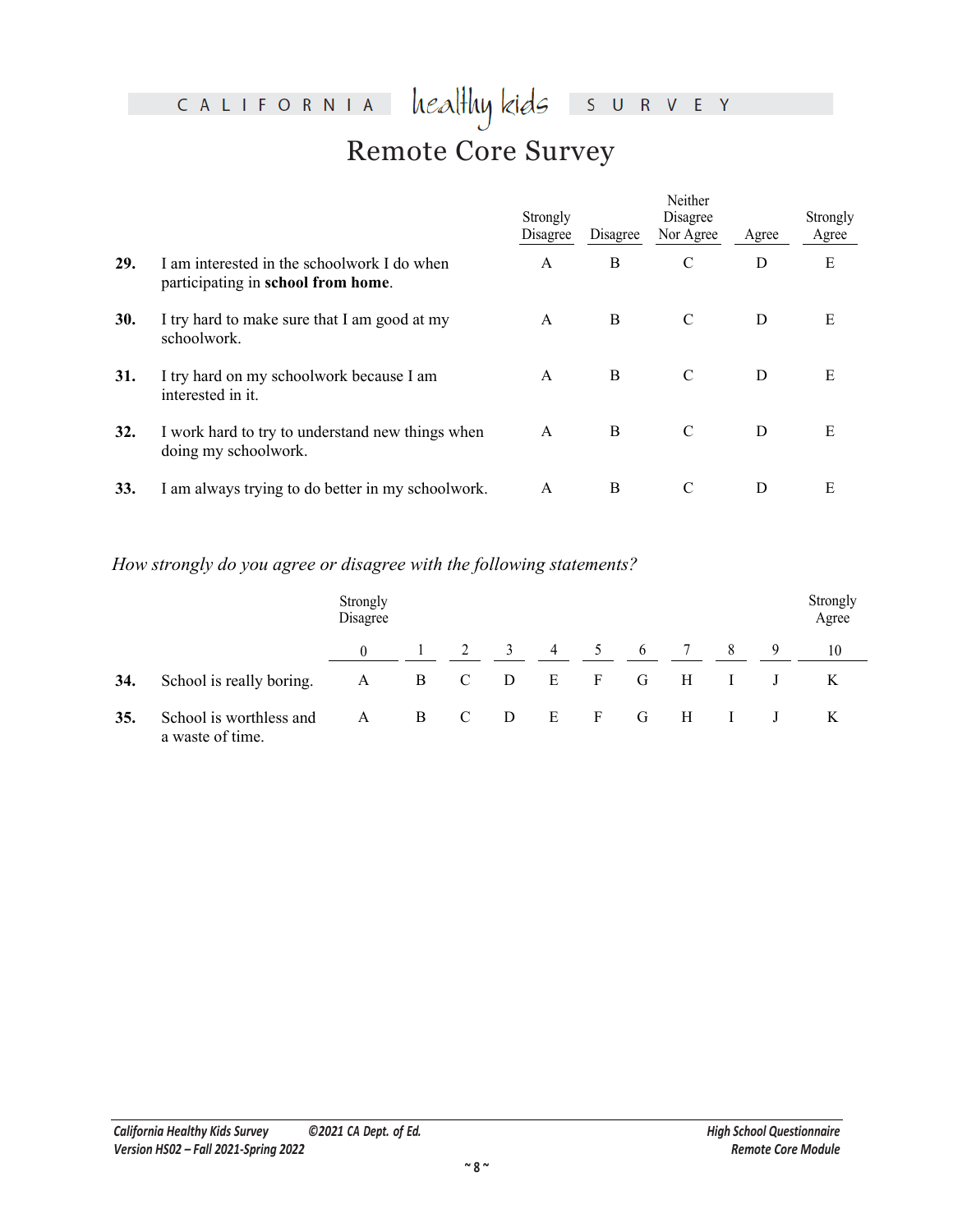# Remote Core Survey

| | | Strongly Disagree | Disagree | Neither Disagree Nor Agree | Agree | Strongly Agree |
|---|---|---|---|---|---|---|
| **29.** | I am interested in the schoolwork I do when participating in **school from home**. | A | B | C | D | E |
| **30.** | I try hard to make sure that I am good at my schoolwork. | A | B | C | D | E |
| **31.** | I try hard on my schoolwork because I am interested in it. | A | B | C | D | E |
| **32.** | I work hard to try to understand new things when doing my schoolwork. | A | B | C | D | E |
| **33.** | I am always trying to do better in my schoolwork. | A | B | C | D | E |

*How strongly do you agree or disagree with the following statements?*

| | | Strongly Disagree 0 | 1 | 2 | 3 | 4 | 5 | 6 | 7 | 8 | 9 | Strongly Agree 10 |
|---|---|---|---|---|---|---|---|---|---|---|---|---|
| **34.** | School is really boring. | A | B | C | D | E | F | G | H | I | J | K |
| **35.** | School is worthless and a waste of time. | A | B | C | D | E | F | G | H | I | J | K |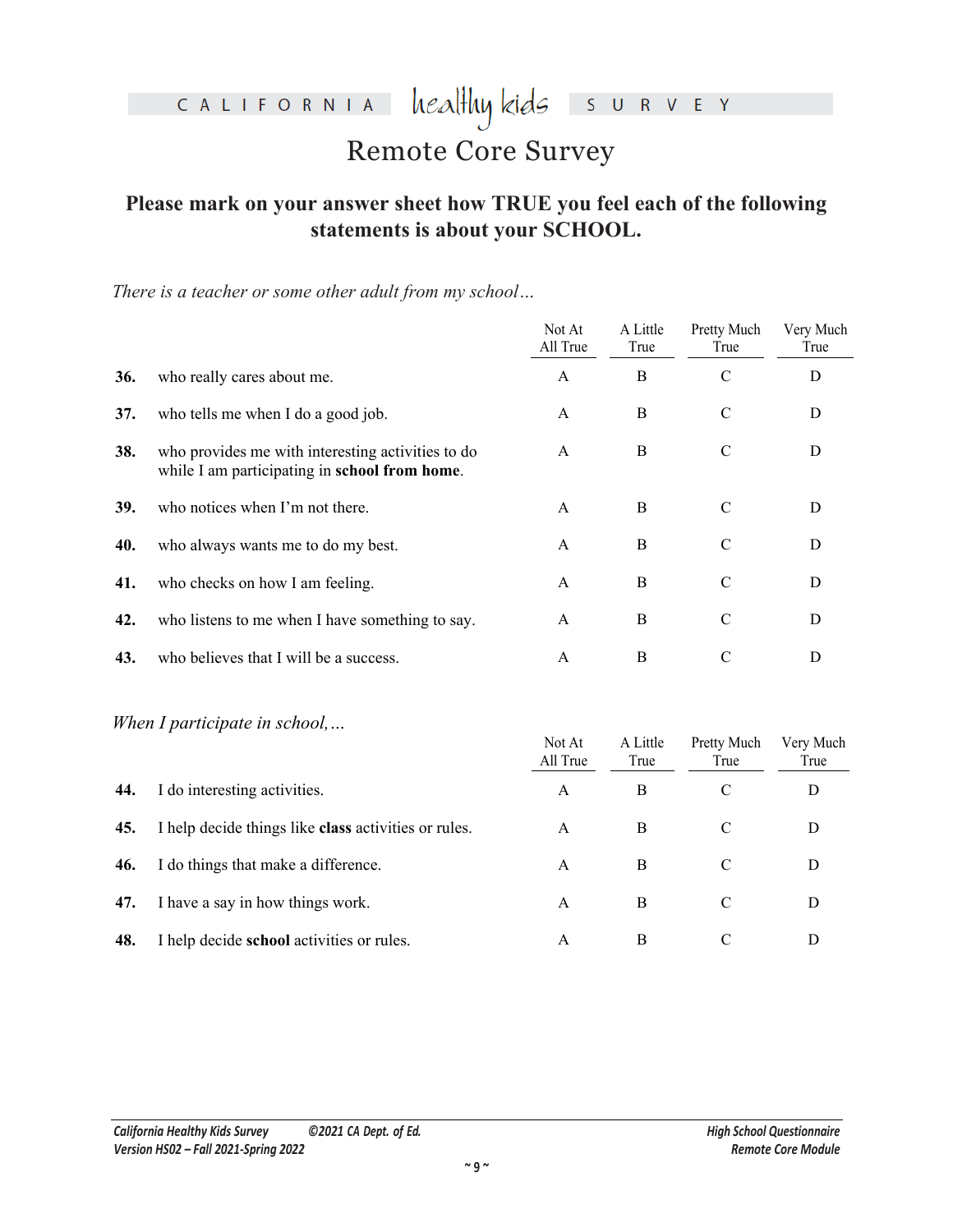# Remote Core Survey

**Please mark on your answer sheet how TRUE you feel each of the following statements is about your SCHOOL.**

*There is a teacher or some other adult from my school…*

| | | Not At All True | A Little True | Pretty Much True | Very Much True |
|---|---|---|---|---|---|
| **36.** | who really cares about me. | A | B | C | D |
| **37.** | who tells me when I do a good job. | A | B | C | D |
| **38.** | who provides me with interesting activities to do while I am participating in **school from home**. | A | B | C | D |
| **39.** | who notices when I'm not there. | A | B | C | D |
| **40.** | who always wants me to do my best. | A | B | C | D |
| **41.** | who checks on how I am feeling. | A | B | C | D |
| **42.** | who listens to me when I have something to say. | A | B | C | D |
| **43.** | who believes that I will be a success. | A | B | C | D |

*When I participate in school,…*

| | | Not At All True | A Little True | Pretty Much True | Very Much True |
|---|---|---|---|---|---|
| **44.** | I do interesting activities. | A | B | C | D |
| **45.** | I help decide things like **class** activities or rules. | A | B | C | D |
| **46.** | I do things that make a difference. | A | B | C | D |
| **47.** | I have a say in how things work. | A | B | C | D |
| **48.** | I help decide **school** activities or rules. | A | B | C | D |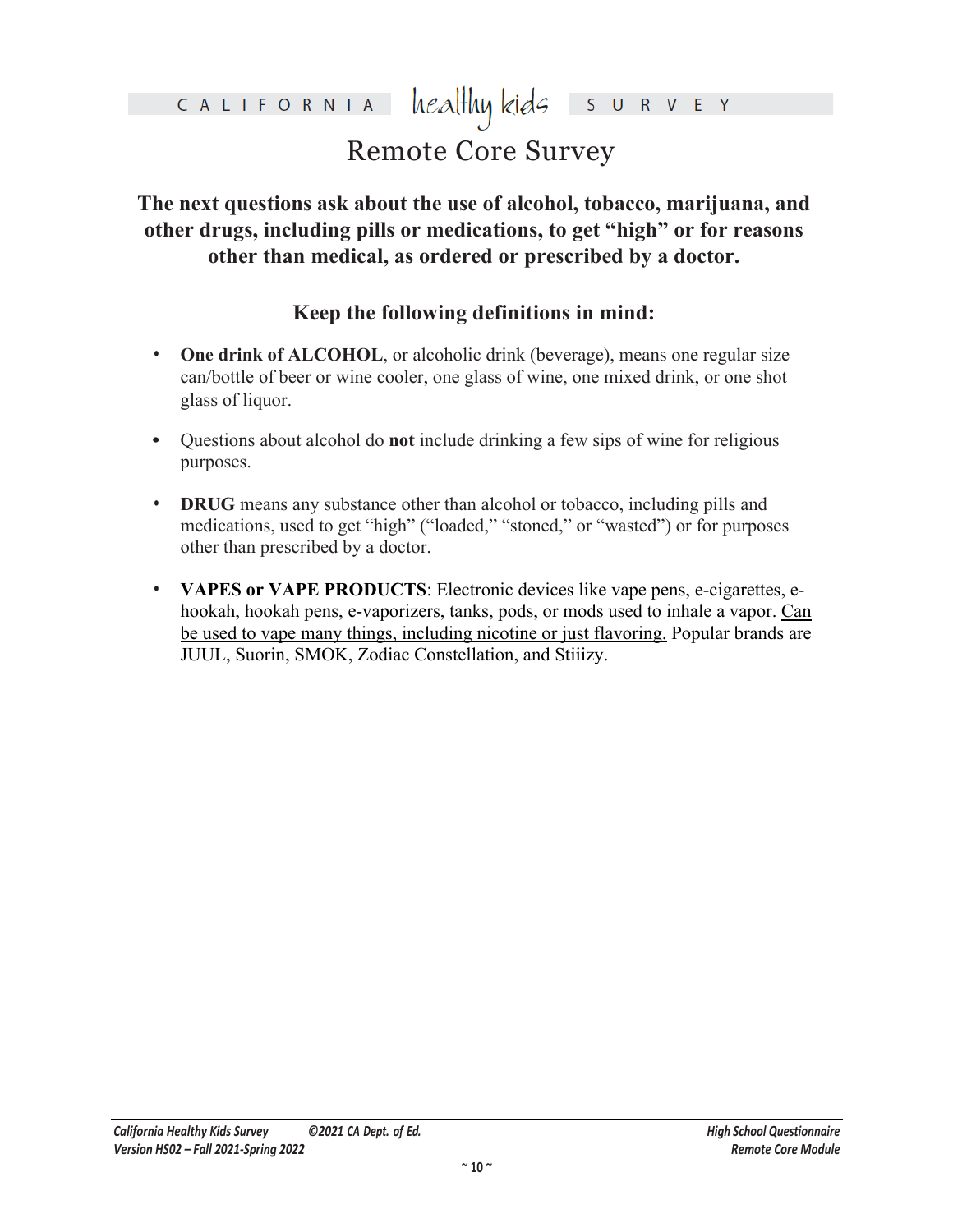## The next questions ask about the use of alcohol, tobacco, marijuana, and other drugs, including pills or medications, to get "high" or for reasons other than medical, as ordered or prescribed by a doctor.

### Keep the following definitions in mind:

- **One drink of ALCOHOL**, or alcoholic drink (beverage), means one regular size can/bottle of beer or wine cooler, one glass of wine, one mixed drink, or one shot glass of liquor.
- Questions about alcohol do **not** include drinking a few sips of wine for religious purposes.
- **DRUG** means any substance other than alcohol or tobacco, including pills and medications, used to get "high" ("loaded," "stoned," or "wasted") or for purposes other than prescribed by a doctor.
- **VAPES or VAPE PRODUCTS**: Electronic devices like vape pens, e-cigarettes, e-hookah, hookah pens, e-vaporizers, tanks, pods, or mods used to inhale a vapor. <u>Can be used to vape many things, including nicotine or just flavoring.</u> Popular brands are JUUL, Suorin, SMOK, Zodiac Constellation, and Stiiizy.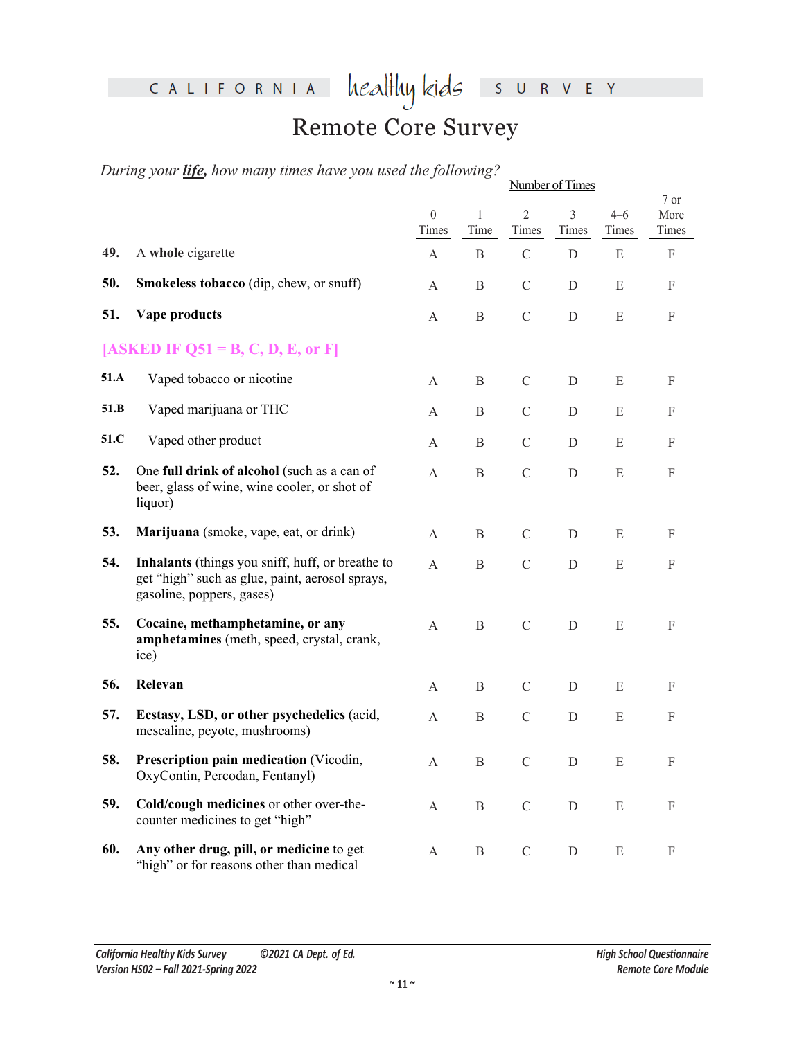# Remote Core Survey

*During your **life**, how many times have you used the following?*

| | | Number of Times | | | | | |
|---|---|---|---|---|---|---|---|
| | | 0 Times | 1 Time | 2 Times | 3 Times | 4–6 Times | 7 or More Times |
| 49. | A **whole** cigarette | A | B | C | D | E | F |
| 50. | **Smokeless tobacco** (dip, chew, or snuff) | A | B | C | D | E | F |
| 51. | **Vape products** | A | B | C | D | E | F |
| | **[ASKED IF Q51 = B, C, D, E, or F]** | | | | | | |
| 51.A | Vaped tobacco or nicotine | A | B | C | D | E | F |
| 51.B | Vaped marijuana or THC | A | B | C | D | E | F |
| 51.C | Vaped other product | A | B | C | D | E | F |
| 52. | One **full drink of alcohol** (such as a can of beer, glass of wine, wine cooler, or shot of liquor) | A | B | C | D | E | F |
| 53. | **Marijuana** (smoke, vape, eat, or drink) | A | B | C | D | E | F |
| 54. | **Inhalants** (things you sniff, huff, or breathe to get "high" such as glue, paint, aerosol sprays, gasoline, poppers, gases) | A | B | C | D | E | F |
| 55. | **Cocaine, methamphetamine, or any amphetamines** (meth, speed, crystal, crank, ice) | A | B | C | D | E | F |
| 56. | **Relevan** | A | B | C | D | E | F |
| 57. | **Ecstasy, LSD, or other psychedelics** (acid, mescaline, peyote, mushrooms) | A | B | C | D | E | F |
| 58. | **Prescription pain medication** (Vicodin, OxyContin, Percodan, Fentanyl) | A | B | C | D | E | F |
| 59. | **Cold/cough medicines** or other over-the-counter medicines to get "high" | A | B | C | D | E | F |
| 60. | **Any other drug, pill, or medicine** to get "high" or for reasons other than medical | A | B | C | D | E | F |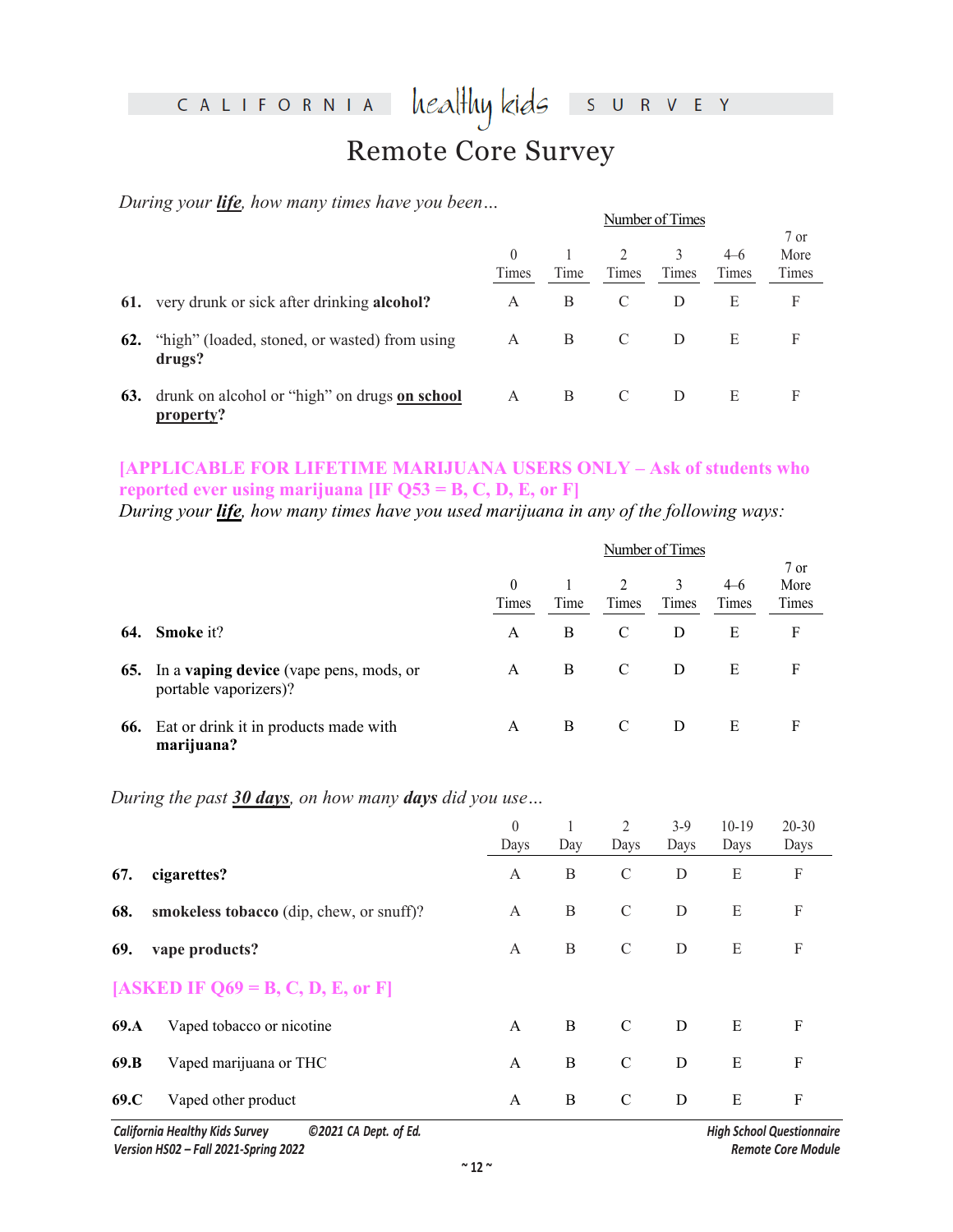# CALIFORNIA healthy kids SURVEY

## Remote Core Survey

*During your **life**, how many times have you been…*

| | | Number of Times | | | | | |
|---|---|---|---|---|---|---|---|
| | | 0 Times | 1 Time | 2 Times | 3 Times | 4–6 Times | 7 or More Times |
| **61.** | very drunk or sick after drinking **alcohol?** | A | B | C | D | E | F |
| **62.** | "high" (loaded, stoned, or wasted) from using **drugs?** | A | B | C | D | E | F |
| **63.** | drunk on alcohol or "high" on drugs **on school property**? | A | B | C | D | E | F |

**[APPLICABLE FOR LIFETIME MARIJUANA USERS ONLY – Ask of students who reported ever using marijuana [IF Q53 = B, C, D, E, or F]**

*During your **life**, how many times have you used marijuana in any of the following ways:*

| | | Number of Times | | | | | |
|---|---|---|---|---|---|---|---|
| | | 0 Times | 1 Time | 2 Times | 3 Times | 4–6 Times | 7 or More Times |
| **64.** | **Smoke** it? | A | B | C | D | E | F |
| **65.** | In a **vaping device** (vape pens, mods, or portable vaporizers)? | A | B | C | D | E | F |
| **66.** | Eat or drink it in products made with **marijuana?** | A | B | C | D | E | F |

*During the past **30 days**, on how many **days** did you use…*

| | | 0 Days | 1 Day | 2 Days | 3-9 Days | 10-19 Days | 20-30 Days |
|---|---|---|---|---|---|---|---|
| **67.** | **cigarettes?** | A | B | C | D | E | F |
| **68.** | **smokeless tobacco** (dip, chew, or snuff)? | A | B | C | D | E | F |
| **69.** | **vape products?** | A | B | C | D | E | F |
| **[ASKED IF Q69 = B, C, D, E, or F]** | | | | | | | |
| **69.A** | Vaped tobacco or nicotine | A | B | C | D | E | F |
| **69.B** | Vaped marijuana or THC | A | B | C | D | E | F |
| **69.C** | Vaped other product | A | B | C | D | E | F |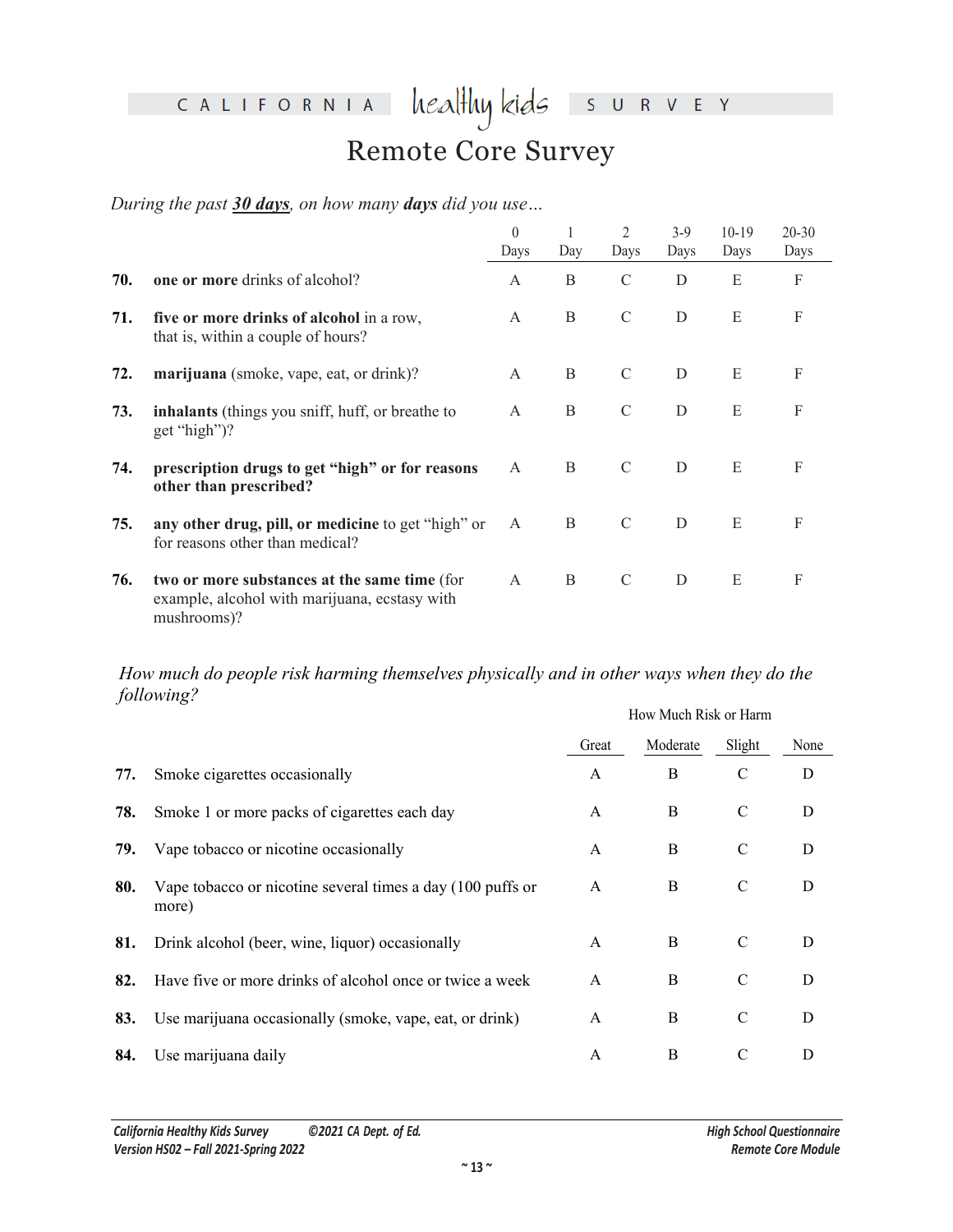# Remote Core Survey

*During the past **30 days**, on how many **days** did you use…*

| | | 0 Days | 1 Day | 2 Days | 3-9 Days | 10-19 Days | 20-30 Days |
|---|---|---|---|---|---|---|---|
| **70.** | **one or more** drinks of alcohol? | A | B | C | D | E | F |
| **71.** | **five or more drinks of alcohol** in a row, that is, within a couple of hours? | A | B | C | D | E | F |
| **72.** | **marijuana** (smoke, vape, eat, or drink)? | A | B | C | D | E | F |
| **73.** | **inhalants** (things you sniff, huff, or breathe to get "high")? | A | B | C | D | E | F |
| **74.** | **prescription drugs to get "high" or for reasons other than prescribed?** | A | B | C | D | E | F |
| **75.** | **any other drug, pill, or medicine** to get "high" or for reasons other than medical? | A | B | C | D | E | F |
| **76.** | **two or more substances at the same time** (for example, alcohol with marijuana, ecstasy with mushrooms)? | A | B | C | D | E | F |

*How much do people risk harming themselves physically and in other ways when they do the following?*

| | | How Much Risk or Harm | | | |
|---|---|---|---|---|---|
| | | Great | Moderate | Slight | None |
| **77.** | Smoke cigarettes occasionally | A | B | C | D |
| **78.** | Smoke 1 or more packs of cigarettes each day | A | B | C | D |
| **79.** | Vape tobacco or nicotine occasionally | A | B | C | D |
| **80.** | Vape tobacco or nicotine several times a day (100 puffs or more) | A | B | C | D |
| **81.** | Drink alcohol (beer, wine, liquor) occasionally | A | B | C | D |
| **82.** | Have five or more drinks of alcohol once or twice a week | A | B | C | D |
| **83.** | Use marijuana occasionally (smoke, vape, eat, or drink) | A | B | C | D |
| **84.** | Use marijuana daily | A | B | C | D |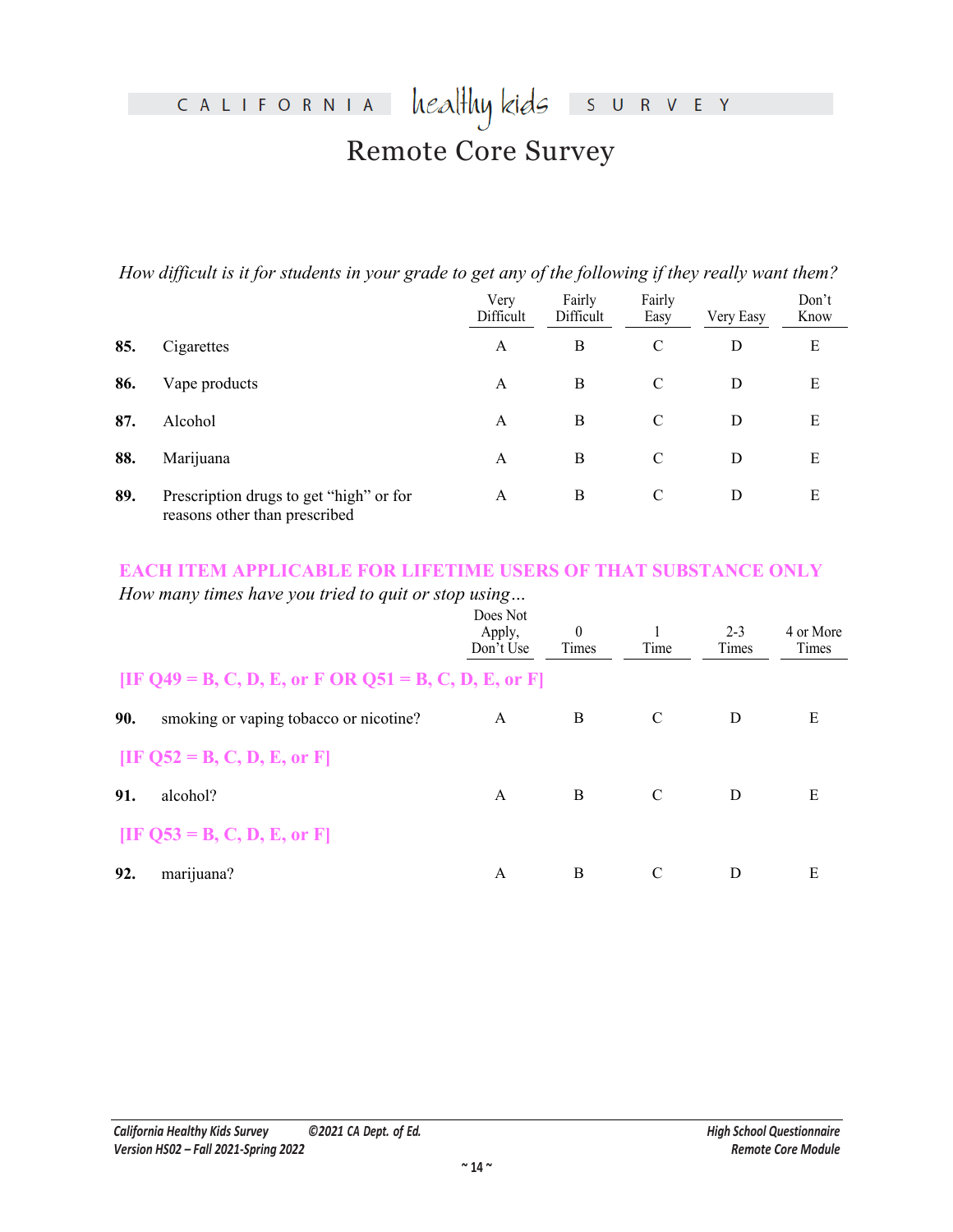*How difficult is it for students in your grade to get any of the following if they really want them?*

| | | Very Difficult | Fairly Difficult | Fairly Easy | Very Easy | Don't Know |
|---|---|---|---|---|---|---|
| **85.** | Cigarettes | A | B | C | D | E |
| **86.** | Vape products | A | B | C | D | E |
| **87.** | Alcohol | A | B | C | D | E |
| **88.** | Marijuana | A | B | C | D | E |
| **89.** | Prescription drugs to get "high" or for reasons other than prescribed | A | B | C | D | E |

**EACH ITEM APPLICABLE FOR LIFETIME USERS OF THAT SUBSTANCE ONLY**

*How many times have you tried to quit or stop using…*

| | | Does Not Apply, Don't Use | 0 Times | 1 Time | 2-3 Times | 4 or More Times |
|---|---|---|---|---|---|---|
| **[IF Q49 = B, C, D, E, or F OR Q51 = B, C, D, E, or F]** | | | | | | |
| **90.** | smoking or vaping tobacco or nicotine? | A | B | C | D | E |
| **[IF Q52 = B, C, D, E, or F]** | | | | | | |
| **91.** | alcohol? | A | B | C | D | E |
| **[IF Q53 = B, C, D, E, or F]** | | | | | | |
| **92.** | marijuana? | A | B | C | D | E |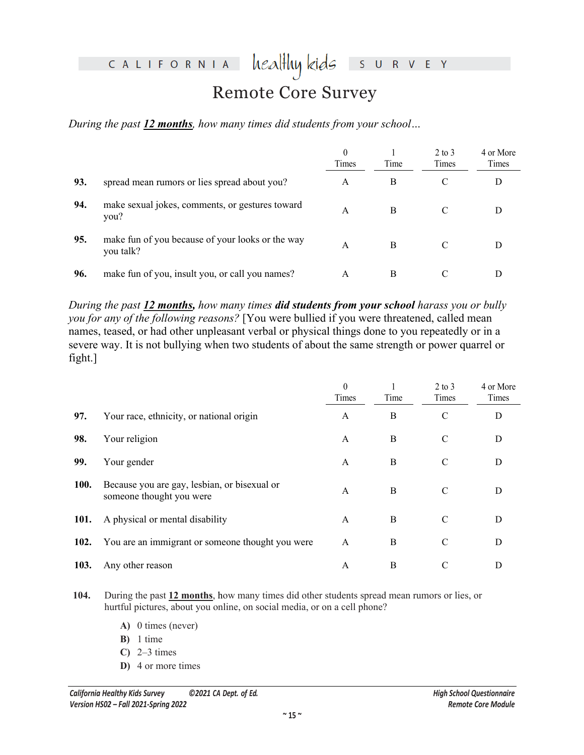# CALIFORNIA healthy kids SURVEY

## Remote Core Survey

*During the past **12 months**, how many times did students from your school…*

| | | 0 Times | 1 Time | 2 to 3 Times | 4 or More Times |
|---|---|---|---|---|---|
| **93.** | spread mean rumors or lies spread about you? | A | B | C | D |
| **94.** | make sexual jokes, comments, or gestures toward you? | A | B | C | D |
| **95.** | make fun of you because of your looks or the way you talk? | A | B | C | D |
| **96.** | make fun of you, insult you, or call you names? | A | B | C | D |

*During the past **12 months**, how many times **did students from your school** harass you or bully you for any of the following reasons?* [You were bullied if you were threatened, called mean names, teased, or had other unpleasant verbal or physical things done to you repeatedly or in a severe way. It is not bullying when two students of about the same strength or power quarrel or fight.]

| | | 0 Times | 1 Time | 2 to 3 Times | 4 or More Times |
|---|---|---|---|---|---|
| **97.** | Your race, ethnicity, or national origin | A | B | C | D |
| **98.** | Your religion | A | B | C | D |
| **99.** | Your gender | A | B | C | D |
| **100.** | Because you are gay, lesbian, or bisexual or someone thought you were | A | B | C | D |
| **101.** | A physical or mental disability | A | B | C | D |
| **102.** | You are an immigrant or someone thought you were | A | B | C | D |
| **103.** | Any other reason | A | B | C | D |

**104.** During the past **12 months**, how many times did other students spread mean rumors or lies, or hurtful pictures, about you online, on social media, or on a cell phone?

**A)** 0 times (never)
**B)** 1 time
**C)** 2–3 times
**D)** 4 or more times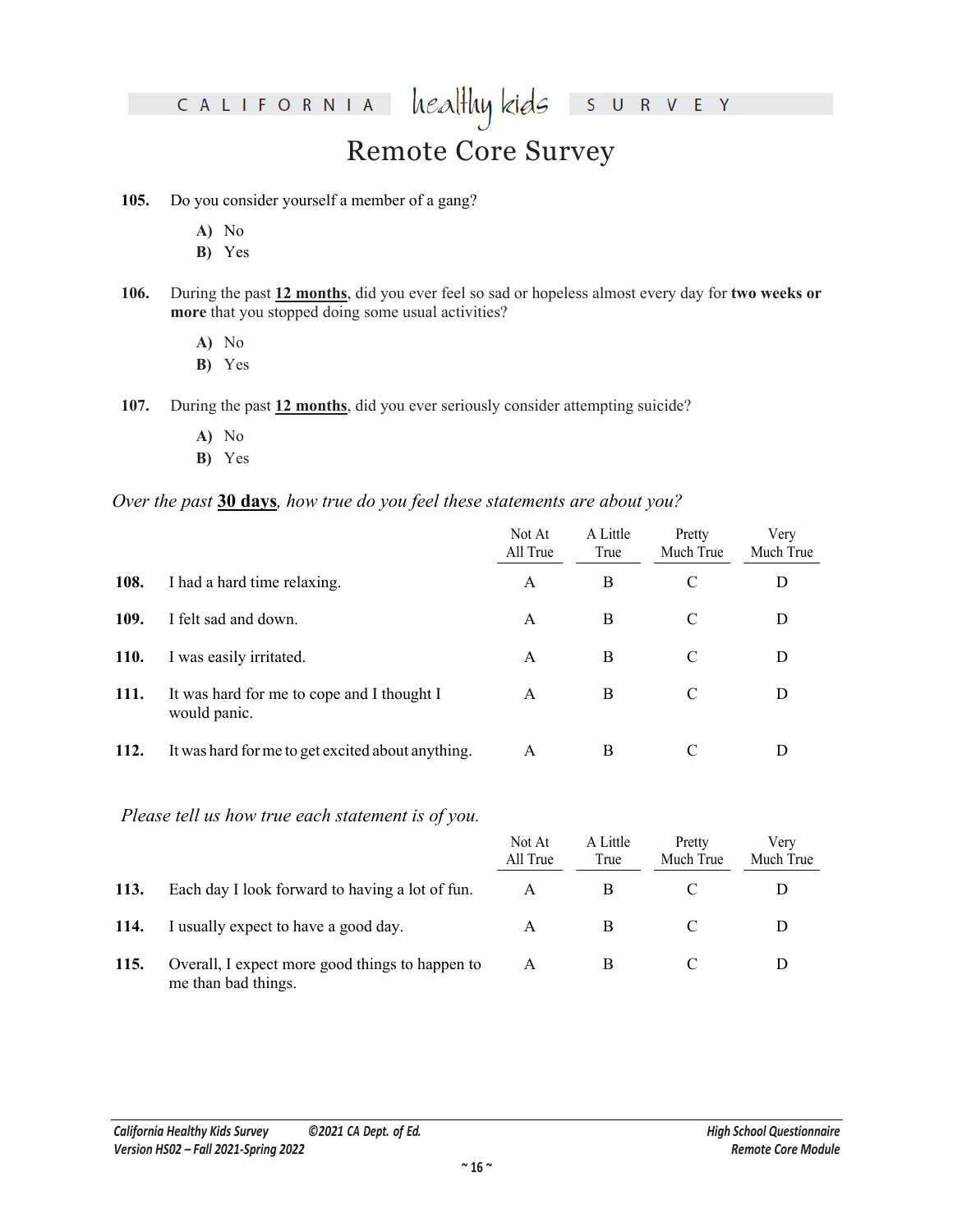# Remote Core Survey

**105.** Do you consider yourself a member of a gang?

**A)** No
**B)** Yes

**106.** During the past **12 months**, did you ever feel so sad or hopeless almost every day for **two weeks or more** that you stopped doing some usual activities?

**A)** No
**B)** Yes

**107.** During the past **12 months**, did you ever seriously consider attempting suicide?

**A)** No
**B)** Yes

*Over the past **30 days**, how true do you feel these statements are about you?*

| | | Not At All True | A Little True | Pretty Much True | Very Much True |
|---|---|---|---|---|---|
| **108.** | I had a hard time relaxing. | A | B | C | D |
| **109.** | I felt sad and down. | A | B | C | D |
| **110.** | I was easily irritated. | A | B | C | D |
| **111.** | It was hard for me to cope and I thought I would panic. | A | B | C | D |
| **112.** | It was hard for me to get excited about anything. | A | B | C | D |

*Please tell us how true each statement is of you.*

| | | Not At All True | A Little True | Pretty Much True | Very Much True |
|---|---|---|---|---|---|
| **113.** | Each day I look forward to having a lot of fun. | A | B | C | D |
| **114.** | I usually expect to have a good day. | A | B | C | D |
| **115.** | Overall, I expect more good things to happen to me than bad things. | A | B | C | D |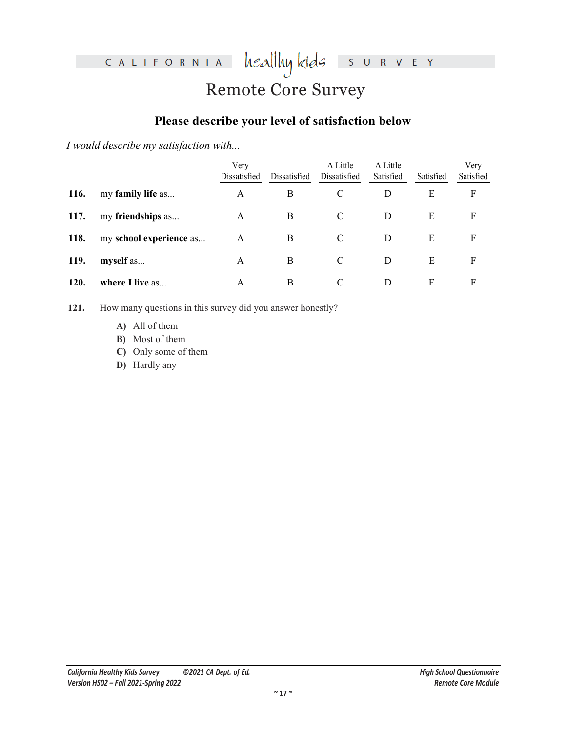# Please describe your level of satisfaction below

*I would describe my satisfaction with...*

| | | Very Dissatisfied | Dissatisfied | A Little Dissatisfied | A Little Satisfied | Satisfied | Very Satisfied |
|---|---|---|---|---|---|---|---|
| **116.** | my **family life** as... | A | B | C | D | E | F |
| **117.** | my **friendships** as... | A | B | C | D | E | F |
| **118.** | my **school experience** as... | A | B | C | D | E | F |
| **119.** | **myself** as... | A | B | C | D | E | F |
| **120.** | **where I live** as... | A | B | C | D | E | F |

**121.** How many questions in this survey did you answer honestly?

- **A)** All of them
- **B)** Most of them
- **C)** Only some of them
- **D)** Hardly any